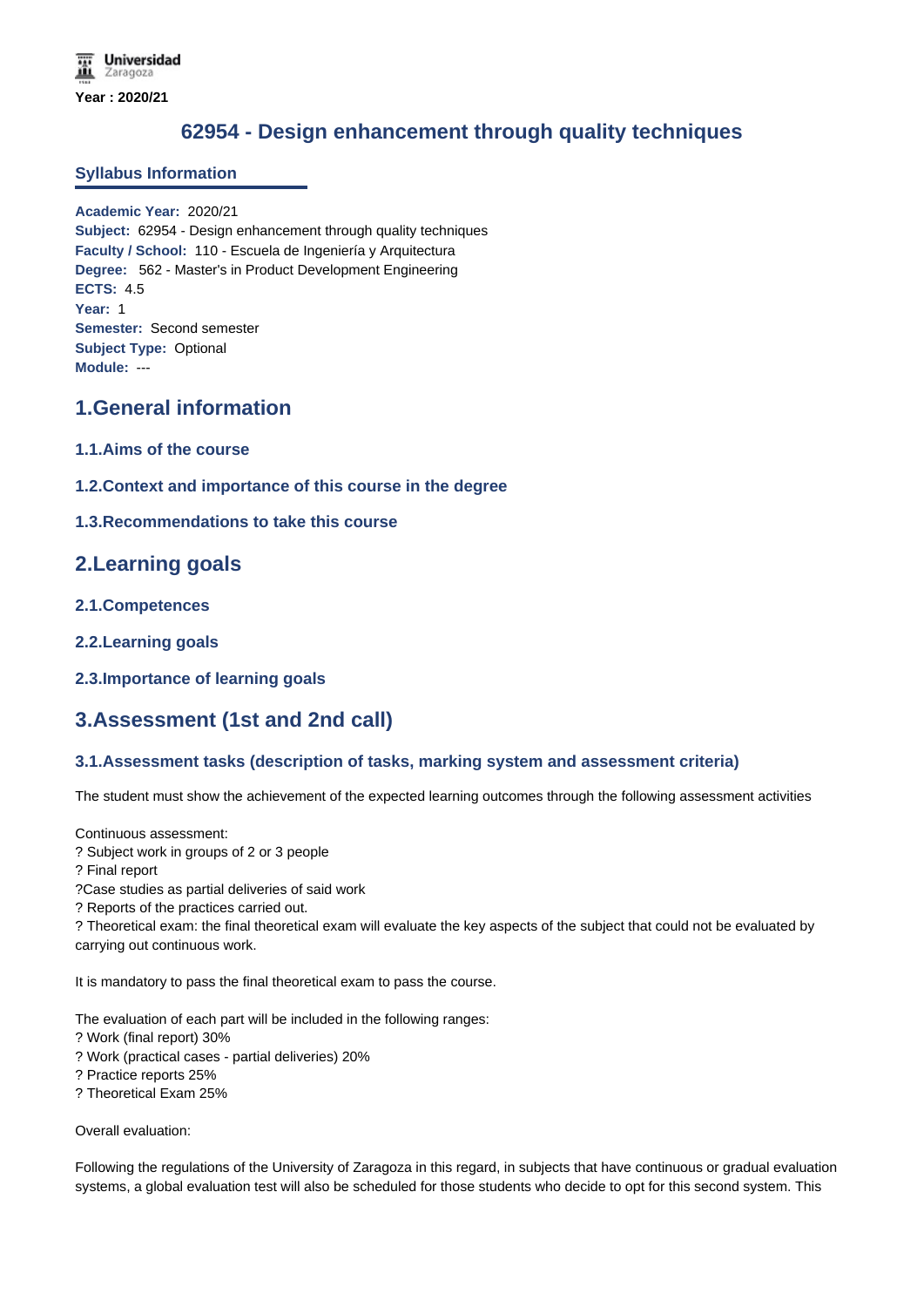Universidad Zaragoza

**Year : 2020/21**

# 62954 - Design enhancement through quality techniques

## Syllabus Information

**Academic Year:** 2020/21
**Subject:** 62954 - Design enhancement through quality techniques
**Faculty / School:** 110 - Escuela de Ingeniería y Arquitectura
**Degree:** 562 - Master's in Product Development Engineering
**ECTS:** 4.5
**Year:** 1
**Semester:** Second semester
**Subject Type:** Optional
**Module:** ---

## 1.General information

### 1.1.Aims of the course

### 1.2.Context and importance of this course in the degree

### 1.3.Recommendations to take this course

## 2.Learning goals

### 2.1.Competences

### 2.2.Learning goals

### 2.3.Importance of learning goals

## 3.Assessment (1st and 2nd call)

### 3.1.Assessment tasks (description of tasks, marking system and assessment criteria)

The student must show the achievement of the expected learning outcomes through the following assessment activities

Continuous assessment:
? Subject work in groups of 2 or 3 people
? Final report
?Case studies as partial deliveries of said work
? Reports of the practices carried out.
? Theoretical exam: the final theoretical exam will evaluate the key aspects of the subject that could not be evaluated by carrying out continuous work.

It is mandatory to pass the final theoretical exam to pass the course.

The evaluation of each part will be included in the following ranges:
? Work (final report) 30%
? Work (practical cases - partial deliveries) 20%
? Practice reports 25%
? Theoretical Exam 25%

Overall evaluation:

Following the regulations of the University of Zaragoza in this regard, in subjects that have continuous or gradual evaluation systems, a global evaluation test will also be scheduled for those students who decide to opt for this second system. This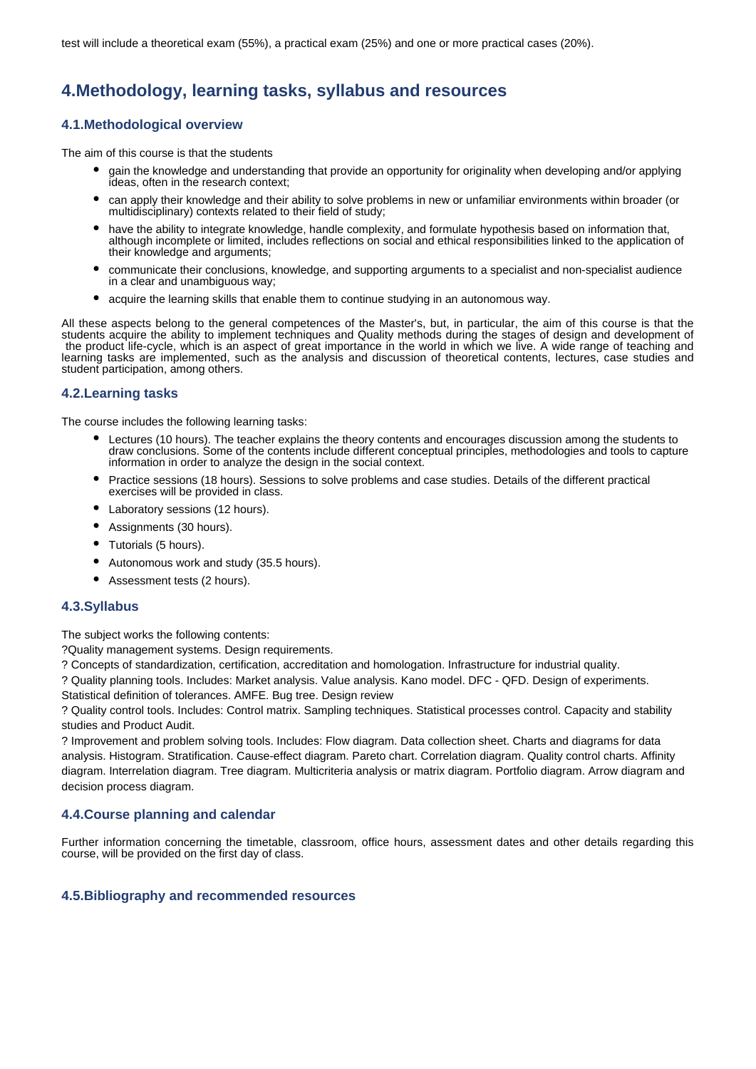test will include a theoretical exam (55%), a practical exam (25%) and one or more practical cases (20%).

# 4.Methodology, learning tasks, syllabus and resources

## 4.1.Methodological overview

The aim of this course is that the students

- gain the knowledge and understanding that provide an opportunity for originality when developing and/or applying ideas, often in the research context;
- can apply their knowledge and their ability to solve problems in new or unfamiliar environments within broader (or multidisciplinary) contexts related to their field of study;
- have the ability to integrate knowledge, handle complexity, and formulate hypothesis based on information that, although incomplete or limited, includes reflections on social and ethical responsibilities linked to the application of their knowledge and arguments;
- communicate their conclusions, knowledge, and supporting arguments to a specialist and non-specialist audience in a clear and unambiguous way;
- acquire the learning skills that enable them to continue studying in an autonomous way.

All these aspects belong to the general competences of the Master's, but, in particular, the aim of this course is that the students acquire the ability to implement techniques and Quality methods during the stages of design and development of the product life-cycle, which is an aspect of great importance in the world in which we live. A wide range of teaching and learning tasks are implemented, such as the analysis and discussion of theoretical contents, lectures, case studies and student participation, among others.

## 4.2.Learning tasks

The course includes the following learning tasks:

- Lectures (10 hours). The teacher explains the theory contents and encourages discussion among the students to draw conclusions. Some of the contents include different conceptual principles, methodologies and tools to capture information in order to analyze the design in the social context.
- Practice sessions (18 hours). Sessions to solve problems and case studies. Details of the different practical exercises will be provided in class.
- Laboratory sessions (12 hours).
- Assignments (30 hours).
- Tutorials (5 hours).
- Autonomous work and study (35.5 hours).
- Assessment tests (2 hours).

## 4.3.Syllabus

The subject works the following contents:

?Quality management systems. Design requirements.

? Concepts of standardization, certification, accreditation and homologation. Infrastructure for industrial quality.

? Quality planning tools. Includes: Market analysis. Value analysis. Kano model. DFC - QFD. Design of experiments. Statistical definition of tolerances. AMFE. Bug tree. Design review

? Quality control tools. Includes: Control matrix. Sampling techniques. Statistical processes control. Capacity and stability studies and Product Audit.

? Improvement and problem solving tools. Includes: Flow diagram. Data collection sheet. Charts and diagrams for data analysis. Histogram. Stratification. Cause-effect diagram. Pareto chart. Correlation diagram. Quality control charts. Affinity diagram. Interrelation diagram. Tree diagram. Multicriteria analysis or matrix diagram. Portfolio diagram. Arrow diagram and decision process diagram.

## 4.4.Course planning and calendar

Further information concerning the timetable, classroom, office hours, assessment dates and other details regarding this course, will be provided on the first day of class.

## 4.5.Bibliography and recommended resources